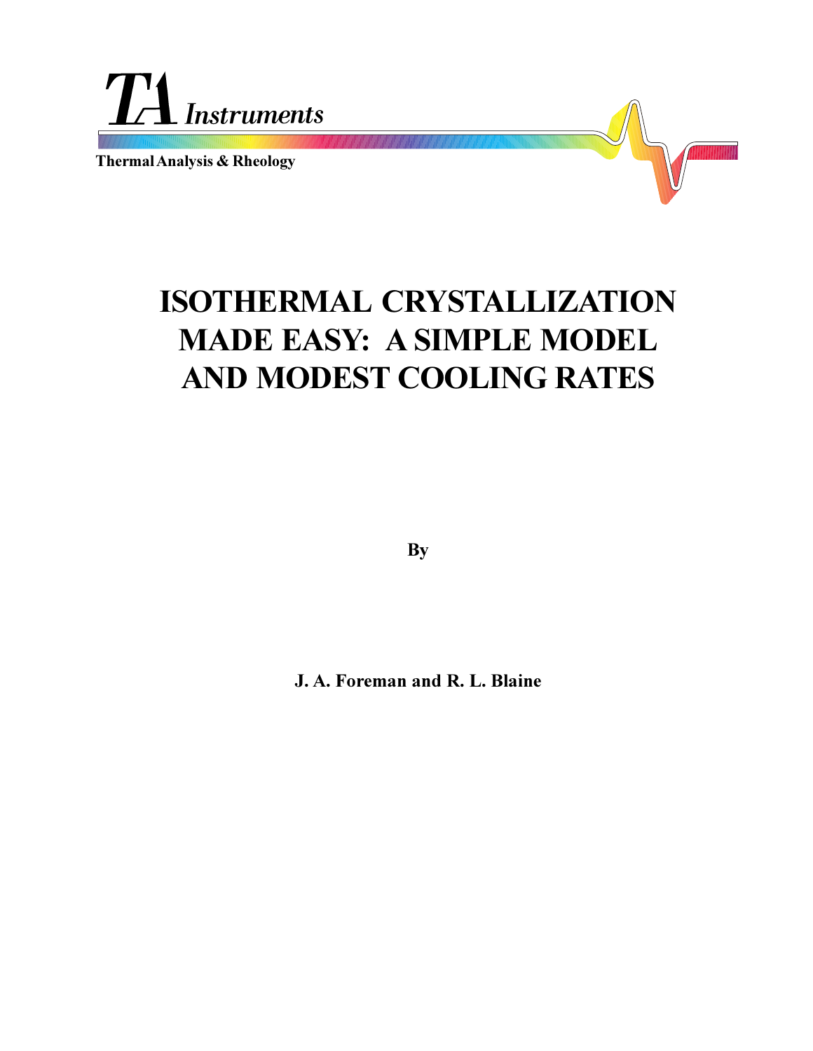TA Instruments

Thermal Analysis & Rheology

# ISOTHERMAL CRYSTALLIZATION MADE EASY: A SIMPLE MODEL AND MODEST COOLING RATES

**By**

**J. A. Foreman and R. L. Blaine**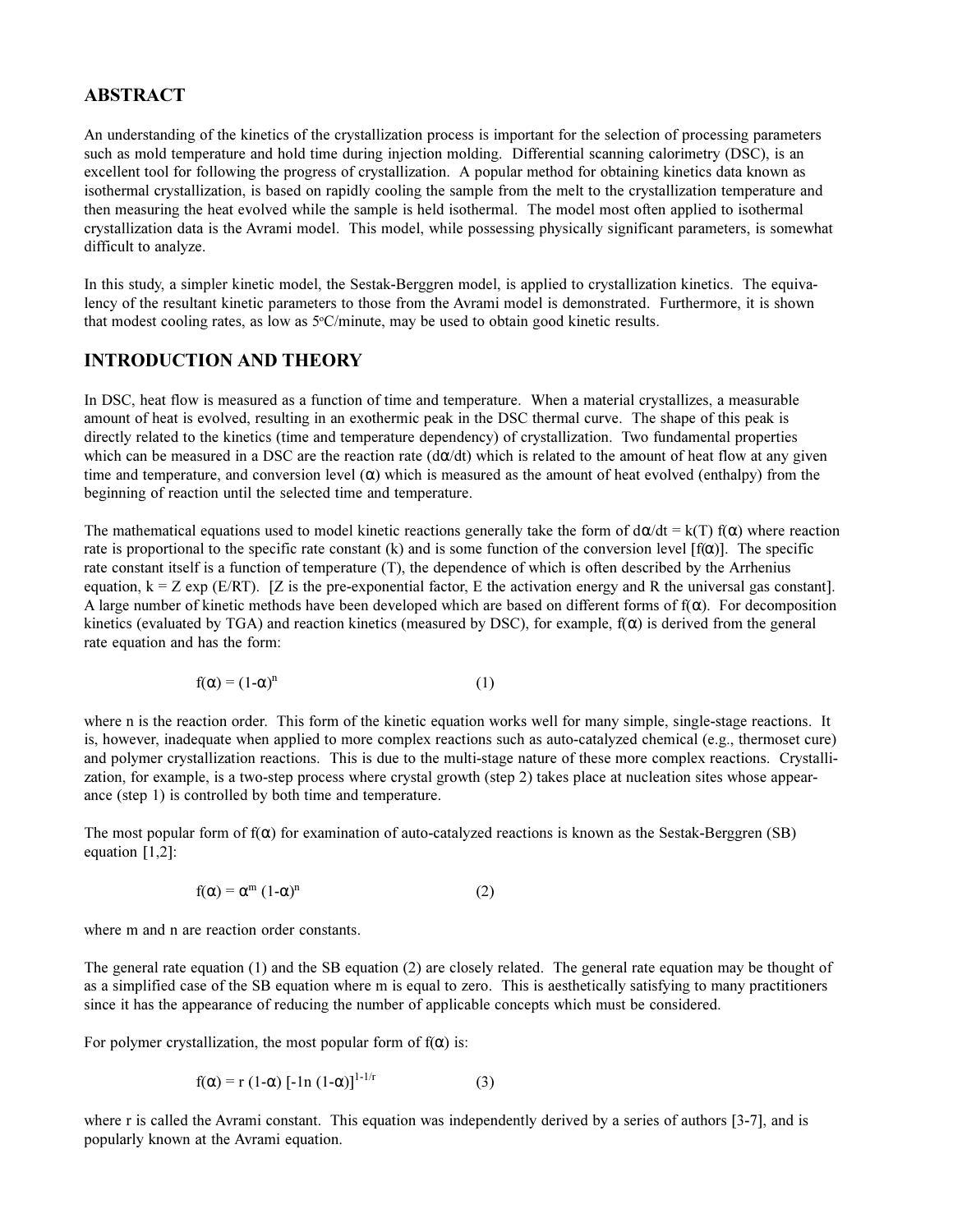## ABSTRACT

An understanding of the kinetics of the crystallization process is important for the selection of processing parameters such as mold temperature and hold time during injection molding. Differential scanning calorimetry (DSC), is an excellent tool for following the progress of crystallization. A popular method for obtaining kinetics data known as isothermal crystallization, is based on rapidly cooling the sample from the melt to the crystallization temperature and then measuring the heat evolved while the sample is held isothermal. The model most often applied to isothermal crystallization data is the Avrami model. This model, while possessing physically significant parameters, is somewhat difficult to analyze.

In this study, a simpler kinetic model, the Sestak-Berggren model, is applied to crystallization kinetics. The equivalency of the resultant kinetic parameters to those from the Avrami model is demonstrated. Furthermore, it is shown that modest cooling rates, as low as 5°C/minute, may be used to obtain good kinetic results.

## INTRODUCTION AND THEORY

In DSC, heat flow is measured as a function of time and temperature. When a material crystallizes, a measurable amount of heat is evolved, resulting in an exothermic peak in the DSC thermal curve. The shape of this peak is directly related to the kinetics (time and temperature dependency) of crystallization. Two fundamental properties which can be measured in a DSC are the reaction rate ($d\alpha/dt$) which is related to the amount of heat flow at any given time and temperature, and conversion level ($\alpha$) which is measured as the amount of heat evolved (enthalpy) from the beginning of reaction until the selected time and temperature.

The mathematical equations used to model kinetic reactions generally take the form of $d\alpha/dt = k(T) f(\alpha)$ where reaction rate is proportional to the specific rate constant (k) and is some function of the conversion level [$f(\alpha)$]. The specific rate constant itself is a function of temperature (T), the dependence of which is often described by the Arrhenius equation, $k = Z \exp(E/RT)$. [Z is the pre-exponential factor, E the activation energy and R the universal gas constant]. A large number of kinetic methods have been developed which are based on different forms of $f(\alpha)$. For decomposition kinetics (evaluated by TGA) and reaction kinetics (measured by DSC), for example, $f(\alpha)$ is derived from the general rate equation and has the form:

$$f(\alpha) = (1-\alpha)^n \qquad (1)$$

where n is the reaction order. This form of the kinetic equation works well for many simple, single-stage reactions. It is, however, inadequate when applied to more complex reactions such as auto-catalyzed chemical (e.g., thermoset cure) and polymer crystallization reactions. This is due to the multi-stage nature of these more complex reactions. Crystallization, for example, is a two-step process where crystal growth (step 2) takes place at nucleation sites whose appearance (step 1) is controlled by both time and temperature.

The most popular form of $f(\alpha)$ for examination of auto-catalyzed reactions is known as the Sestak-Berggren (SB) equation [1,2]:

$$f(\alpha) = \alpha^m (1-\alpha)^n \qquad (2)$$

where m and n are reaction order constants.

The general rate equation (1) and the SB equation (2) are closely related. The general rate equation may be thought of as a simplified case of the SB equation where m is equal to zero. This is aesthetically satisfying to many practitioners since it has the appearance of reducing the number of applicable concepts which must be considered.

For polymer crystallization, the most popular form of $f(\alpha)$ is:

$$f(\alpha) = r (1-\alpha) [-1n (1-\alpha)]^{1-1/r} \qquad (3)$$

where r is called the Avrami constant. This equation was independently derived by a series of authors [3-7], and is popularly known at the Avrami equation.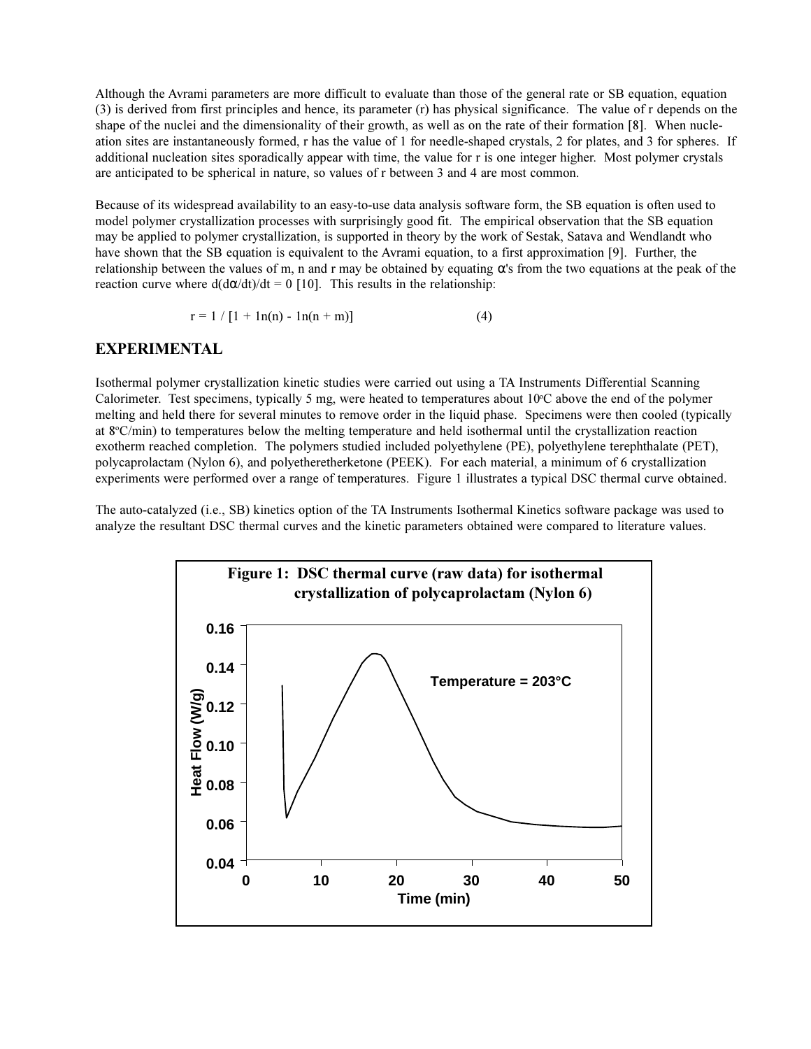Although the Avrami parameters are more difficult to evaluate than those of the general rate or SB equation, equation (3) is derived from first principles and hence, its parameter (r) has physical significance. The value of r depends on the shape of the nuclei and the dimensionality of their growth, as well as on the rate of their formation [8]. When nucleation sites are instantaneously formed, r has the value of 1 for needle-shaped crystals, 2 for plates, and 3 for spheres. If additional nucleation sites sporadically appear with time, the value for r is one integer higher. Most polymer crystals are anticipated to be spherical in nature, so values of r between 3 and 4 are most common.

Because of its widespread availability to an easy-to-use data analysis software form, the SB equation is often used to model polymer crystallization processes with surprisingly good fit. The empirical observation that the SB equation may be applied to polymer crystallization, is supported in theory by the work of Sestak, Satava and Wendlandt who have shown that the SB equation is equivalent to the Avrami equation, to a first approximation [9]. Further, the relationship between the values of m, n and r may be obtained by equating $\alpha$'s from the two equations at the peak of the reaction curve where $d(d\alpha/dt)/dt = 0$ [10]. This results in the relationship:

$$r = 1 / [1 + \ln(n) - \ln(n + m)] \qquad (4)$$

## EXPERIMENTAL

Isothermal polymer crystallization kinetic studies were carried out using a TA Instruments Differential Scanning Calorimeter. Test specimens, typically 5 mg, were heated to temperatures about 10°C above the end of the polymer melting and held there for several minutes to remove order in the liquid phase. Specimens were then cooled (typically at 8°C/min) to temperatures below the melting temperature and held isothermal until the crystallization reaction exotherm reached completion. The polymers studied included polyethylene (PE), polyethylene terephthalate (PET), polycaprolactam (Nylon 6), and polyetheretherketone (PEEK). For each material, a minimum of 6 crystallization experiments were performed over a range of temperatures. Figure 1 illustrates a typical DSC thermal curve obtained.

The auto-catalyzed (i.e., SB) kinetics option of the TA Instruments Isothermal Kinetics software package was used to analyze the resultant DSC thermal curves and the kinetic parameters obtained were compared to literature values.

**Figure 1: DSC thermal curve (raw data) for isothermal crystallization of polycaprolactam (Nylon 6)**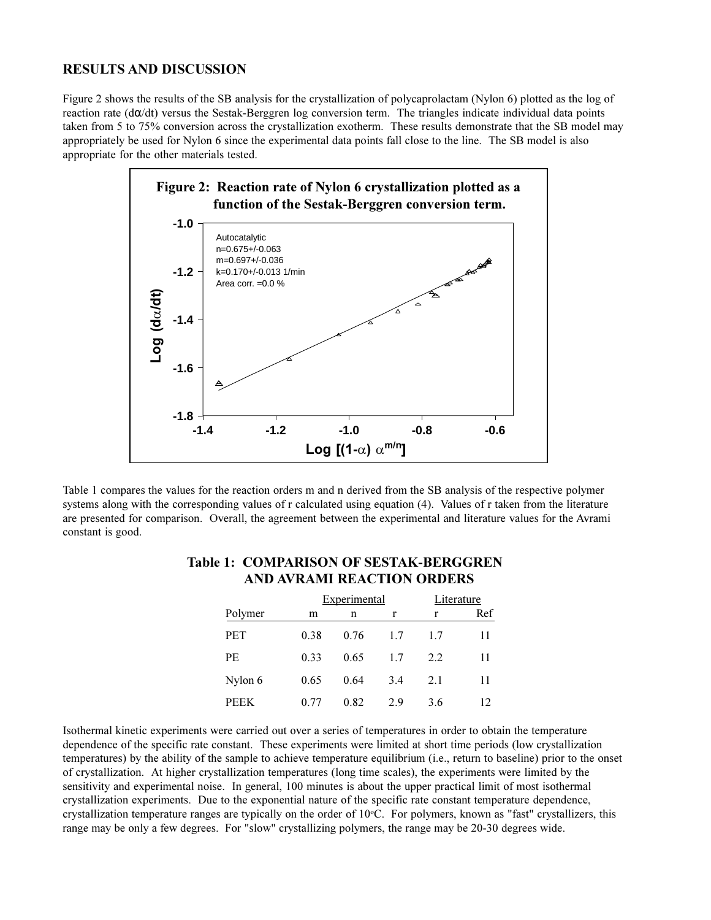## RESULTS AND DISCUSSION

Figure 2 shows the results of the SB analysis for the crystallization of polycaprolactam (Nylon 6) plotted as the log of reaction rate ($d\alpha/dt$) versus the Sestak-Berggren log conversion term. The triangles indicate individual data points taken from 5 to 75% conversion across the crystallization exotherm. These results demonstrate that the SB model may appropriately be used for Nylon 6 since the experimental data points fall close to the line. The SB model is also appropriate for the other materials tested.

**Figure 2: Reaction rate of Nylon 6 crystallization plotted as a function of the Sestak-Berggren conversion term.**

Autocatalytic
n=0.675+/-0.063
m=0.697+/-0.036
k=0.170+/-0.013 1/min
Area corr. =0.0 %

Table 1 compares the values for the reaction orders m and n derived from the SB analysis of the respective polymer systems along with the corresponding values of r calculated using equation (4). Values of r taken from the literature are presented for comparison. Overall, the agreement between the experimental and literature values for the Avrami constant is good.

**Table 1: COMPARISON OF SESTAK-BERGGREN AND AVRAMI REACTION ORDERS**

| | Experimental | | | Literature | |
|---|---|---|---|---|---|
| Polymer | m | n | r | r | Ref |
| PET | 0.38 | 0.76 | 1.7 | 1.7 | 11 |
| PE | 0.33 | 0.65 | 1.7 | 2.2 | 11 |
| Nylon 6 | 0.65 | 0.64 | 3.4 | 2.1 | 11 |
| PEEK | 0.77 | 0.82 | 2.9 | 3.6 | 12 |

Isothermal kinetic experiments were carried out over a series of temperatures in order to obtain the temperature dependence of the specific rate constant. These experiments were limited at short time periods (low crystallization temperatures) by the ability of the sample to achieve temperature equilibrium (i.e., return to baseline) prior to the onset of crystallization. At higher crystallization temperatures (long time scales), the experiments were limited by the sensitivity and experimental noise. In general, 100 minutes is about the upper practical limit of most isothermal crystallization experiments. Due to the exponential nature of the specific rate constant temperature dependence, crystallization temperature ranges are typically on the order of 10°C. For polymers, known as "fast" crystallizers, this range may be only a few degrees. For "slow" crystallizing polymers, the range may be 20-30 degrees wide.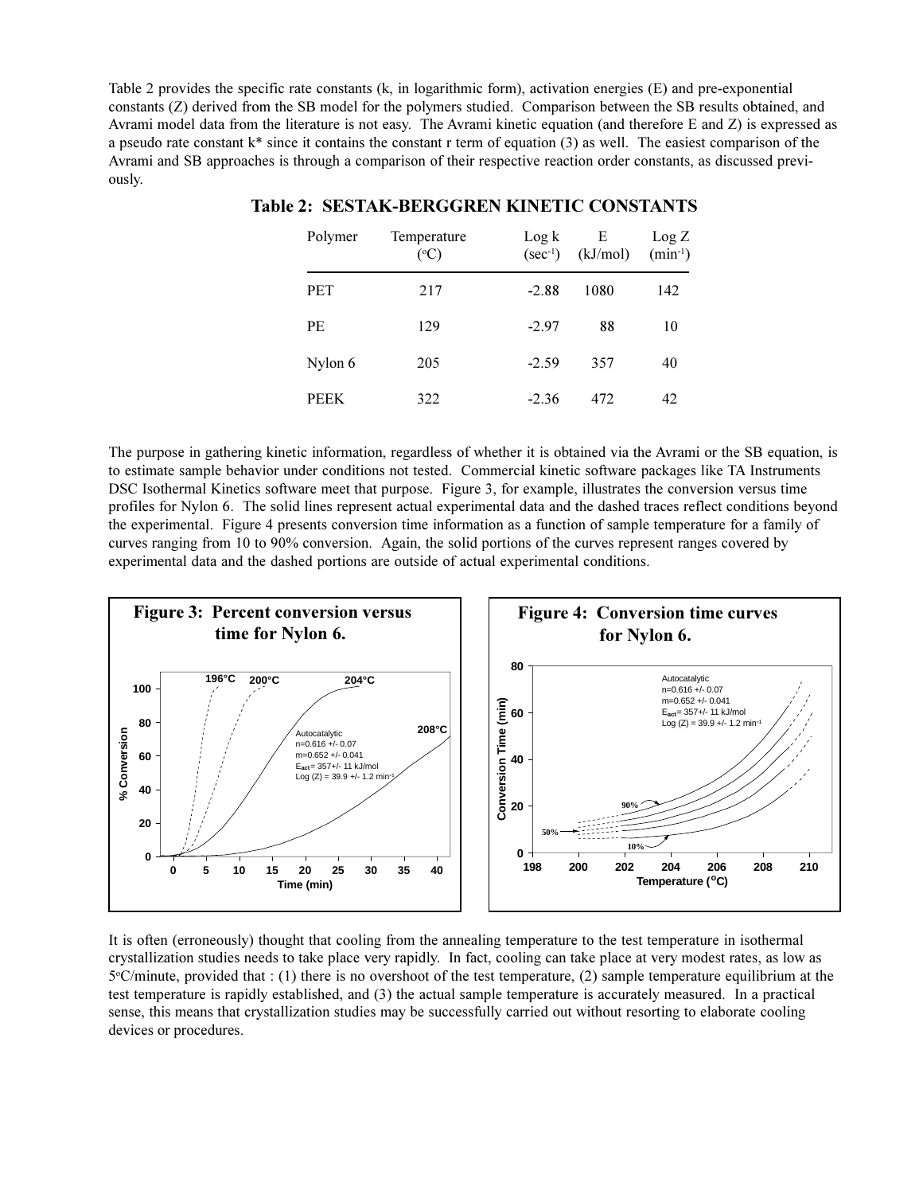Table 2 provides the specific rate constants (k, in logarithmic form), activation energies (E) and pre-exponential constants (Z) derived from the SB model for the polymers studied. Comparison between the SB results obtained, and Avrami model data from the literature is not easy. The Avrami kinetic equation (and therefore E and Z) is expressed as a pseudo rate constant k* since it contains the constant r term of equation (3) as well. The easiest comparison of the Avrami and SB approaches is through a comparison of their respective reaction order constants, as discussed previously.

**Table 2: SESTAK-BERGGREN KINETIC CONSTANTS**

| Polymer | Temperature (°C) | Log k ($sec^{-1}$) | E (kJ/mol) | Log Z ($min^{-1}$) |
|---|---|---|---|---|
| PET | 217 | -2.88 | 1080 | 142 |
| PE | 129 | -2.97 | 88 | 10 |
| Nylon 6 | 205 | -2.59 | 357 | 40 |
| PEEK | 322 | -2.36 | 472 | 42 |

The purpose in gathering kinetic information, regardless of whether it is obtained via the Avrami or the SB equation, is to estimate sample behavior under conditions not tested. Commercial kinetic software packages like TA Instruments DSC Isothermal Kinetics software meet that purpose. Figure 3, for example, illustrates the conversion versus time profiles for Nylon 6. The solid lines represent actual experimental data and the dashed traces reflect conditions beyond the experimental. Figure 4 presents conversion time information as a function of sample temperature for a family of curves ranging from 10 to 90% conversion. Again, the solid portions of the curves represent ranges covered by experimental data and the dashed portions are outside of actual experimental conditions.

**Figure 3: Percent conversion versus time for Nylon 6.**

**Figure 4: Conversion time curves for Nylon 6.**

It is often (erroneously) thought that cooling from the annealing temperature to the test temperature in isothermal crystallization studies needs to take place very rapidly. In fact, cooling can take place at very modest rates, as low as 5°C/minute, provided that : (1) there is no overshoot of the test temperature, (2) sample temperature equilibrium at the test temperature is rapidly established, and (3) the actual sample temperature is accurately measured. In a practical sense, this means that crystallization studies may be successfully carried out without resorting to elaborate cooling devices or procedures.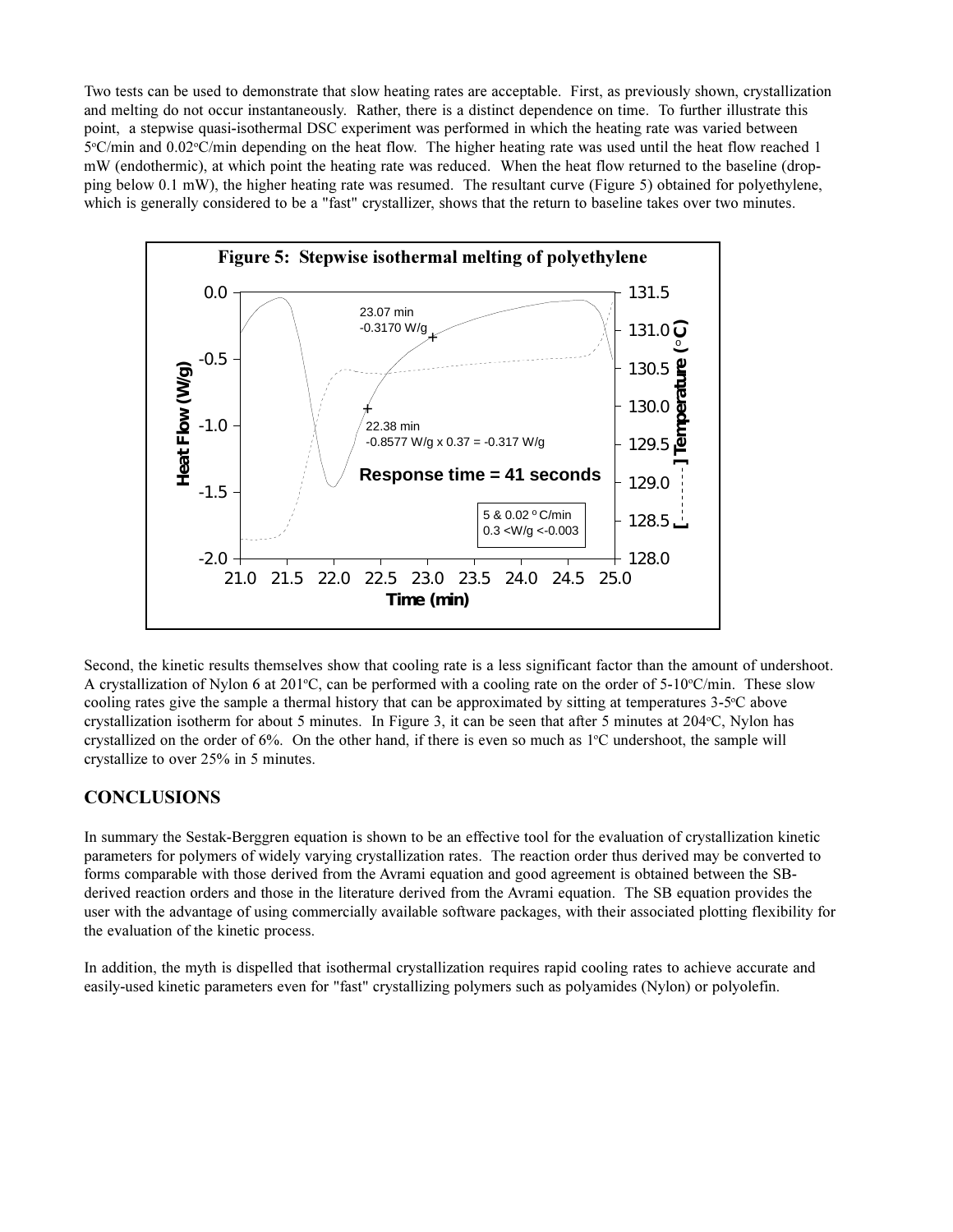Two tests can be used to demonstrate that slow heating rates are acceptable. First, as previously shown, crystallization and melting do not occur instantaneously. Rather, there is a distinct dependence on time. To further illustrate this point, a stepwise quasi-isothermal DSC experiment was performed in which the heating rate was varied between 5°C/min and 0.02°C/min depending on the heat flow. The higher heating rate was used until the heat flow reached 1 mW (endothermic), at which point the heating rate was reduced. When the heat flow returned to the baseline (dropping below 0.1 mW), the higher heating rate was resumed. The resultant curve (Figure 5) obtained for polyethylene, which is generally considered to be a "fast" crystallizer, shows that the return to baseline takes over two minutes.

**Figure 5: Stepwise isothermal melting of polyethylene**

Second, the kinetic results themselves show that cooling rate is a less significant factor than the amount of undershoot. A crystallization of Nylon 6 at 201°C, can be performed with a cooling rate on the order of 5-10°C/min. These slow cooling rates give the sample a thermal history that can be approximated by sitting at temperatures 3-5°C above crystallization isotherm for about 5 minutes. In Figure 3, it can be seen that after 5 minutes at 204°C, Nylon has crystallized on the order of 6%. On the other hand, if there is even so much as 1°C undershoot, the sample will crystallize to over 25% in 5 minutes.

## CONCLUSIONS

In summary the Sestak-Berggren equation is shown to be an effective tool for the evaluation of crystallization kinetic parameters for polymers of widely varying crystallization rates. The reaction order thus derived may be converted to forms comparable with those derived from the Avrami equation and good agreement is obtained between the SB-derived reaction orders and those in the literature derived from the Avrami equation. The SB equation provides the user with the advantage of using commercially available software packages, with their associated plotting flexibility for the evaluation of the kinetic process.

In addition, the myth is dispelled that isothermal crystallization requires rapid cooling rates to achieve accurate and easily-used kinetic parameters even for "fast" crystallizing polymers such as polyamides (Nylon) or polyolefin.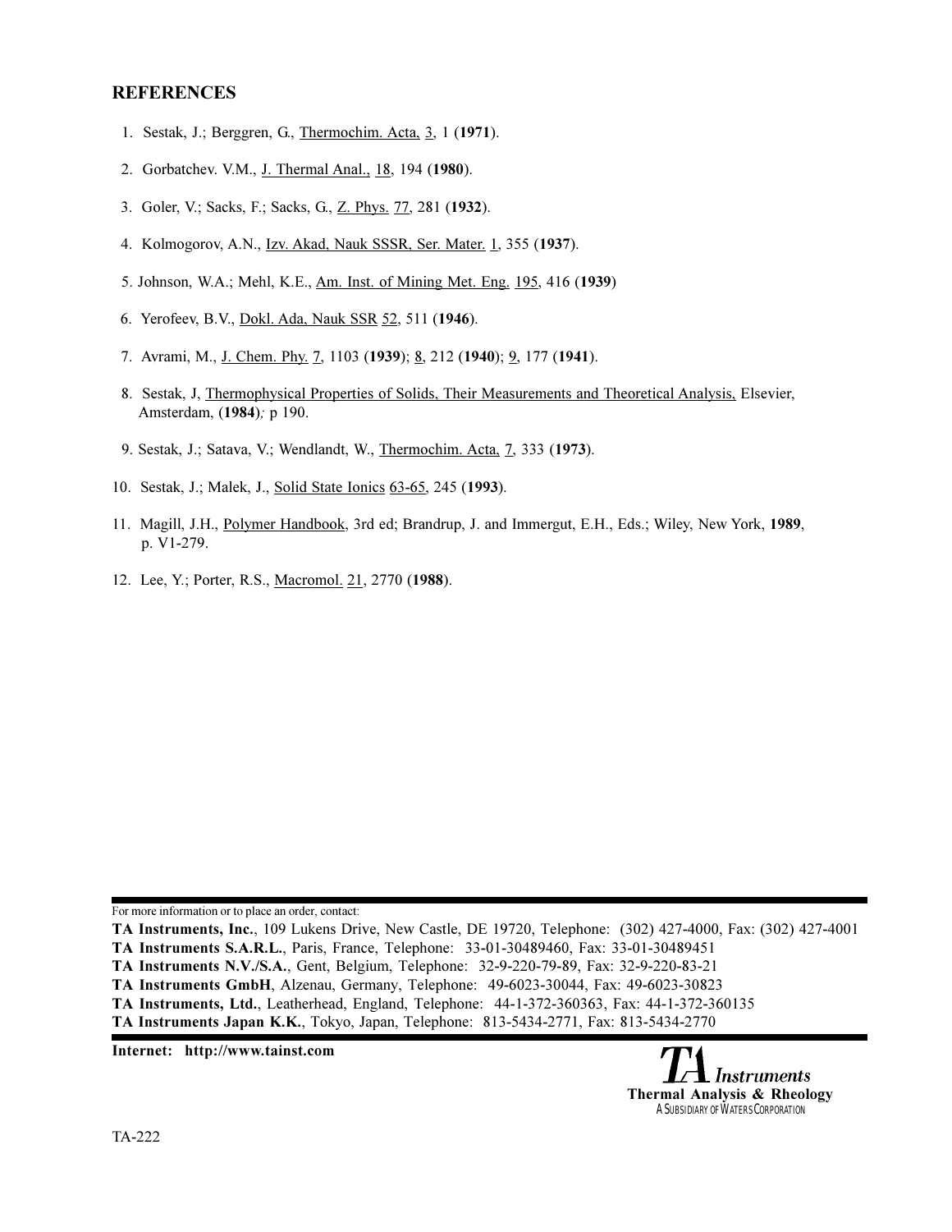## REFERENCES

1. Sestak, J.; Berggren, G., Thermochim. Acta, 3, 1 (**1971**).
2. Gorbatchev. V.M., J. Thermal Anal., 18, 194 (**1980**).
3. Goler, V.; Sacks, F.; Sacks, G., Z. Phys. 77, 281 (**1932**).
4. Kolmogorov, A.N., Izv. Akad, Nauk SSSR, Ser. Mater. 1, 355 (**1937**).
5. Johnson, W.A.; Mehl, K.E., Am. Inst. of Mining Met. Eng. 195, 416 (**1939**)
6. Yerofeev, B.V., Dokl. Ada, Nauk SSR 52, 511 (**1946**).
7. Avrami, M., J. Chem. Phy. 7, 1103 (**1939**); 8, 212 (**1940**); 9, 177 (**1941**).
8. Sestak, J, Thermophysical Properties of Solids, Their Measurements and Theoretical Analysis, Elsevier, Amsterdam, (**1984**)*;* p 190.
9. Sestak, J.; Satava, V.; Wendlandt, W., Thermochim. Acta, 7, 333 (**1973**).
10. Sestak, J.; Malek, J., Solid State Ionics 63-65, 245 (**1993**).
11. Magill, J.H., Polymer Handbook, 3rd ed; Brandrup, J. and Immergut, E.H., Eds.; Wiley, New York, **1989**, p. V1-279.
12. Lee, Y.; Porter, R.S., Macromol. 21, 2770 (**1988**).

For more information or to place an order, contact:

**TA Instruments, Inc.**, 109 Lukens Drive, New Castle, DE 19720, Telephone: (302) 427-4000, Fax: (302) 427-4001
**TA Instruments S.A.R.L.**, Paris, France, Telephone: 33-01-30489460, Fax: 33-01-30489451
**TA Instruments N.V./S.A.**, Gent, Belgium, Telephone: 32-9-220-79-89, Fax: 32-9-220-83-21
**TA Instruments GmbH**, Alzenau, Germany, Telephone: 49-6023-30044, Fax: 49-6023-30823
**TA Instruments, Ltd.**, Leatherhead, England, Telephone: 44-1-372-360363, Fax: 44-1-372-360135
**TA Instruments Japan K.K.**, Tokyo, Japan, Telephone: 813-5434-2771, Fax: 813-5434-2770

**Internet: http://www.tainst.com**

TA Instruments
**Thermal Analysis & Rheology**
A SUBSIDIARY OF WATERS CORPORATION

TA-222